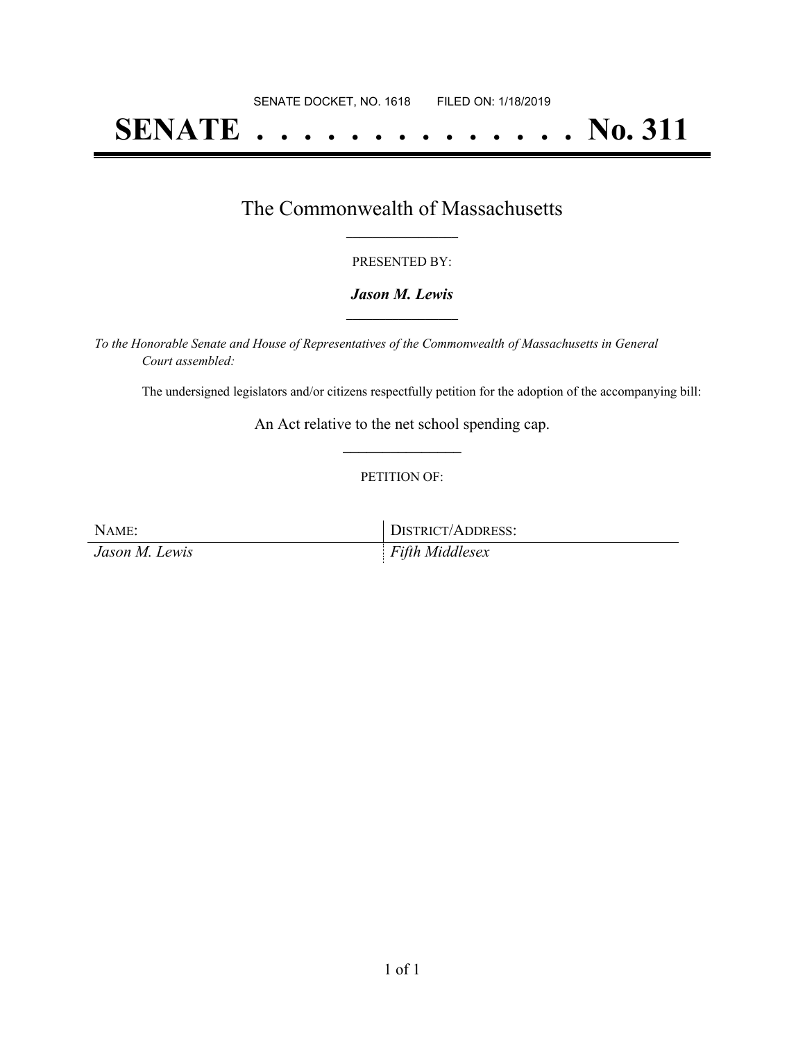SENATE DOCKET, NO. 1618 FILED ON: 1/18/2019

# SENATE . . . . . . . . . . . . . . No. 311

## The Commonwealth of Massachusetts

PRESENTED BY:

***Jason M. Lewis***

*To the Honorable Senate and House of Representatives of the Commonwealth of Massachusetts in General Court assembled:*

The undersigned legislators and/or citizens respectfully petition for the adoption of the accompanying bill:

An Act relative to the net school spending cap.

PETITION OF:

| NAME: | DISTRICT/ADDRESS: |
| --- | --- |
| *Jason M. Lewis* | *Fifth Middlesex* |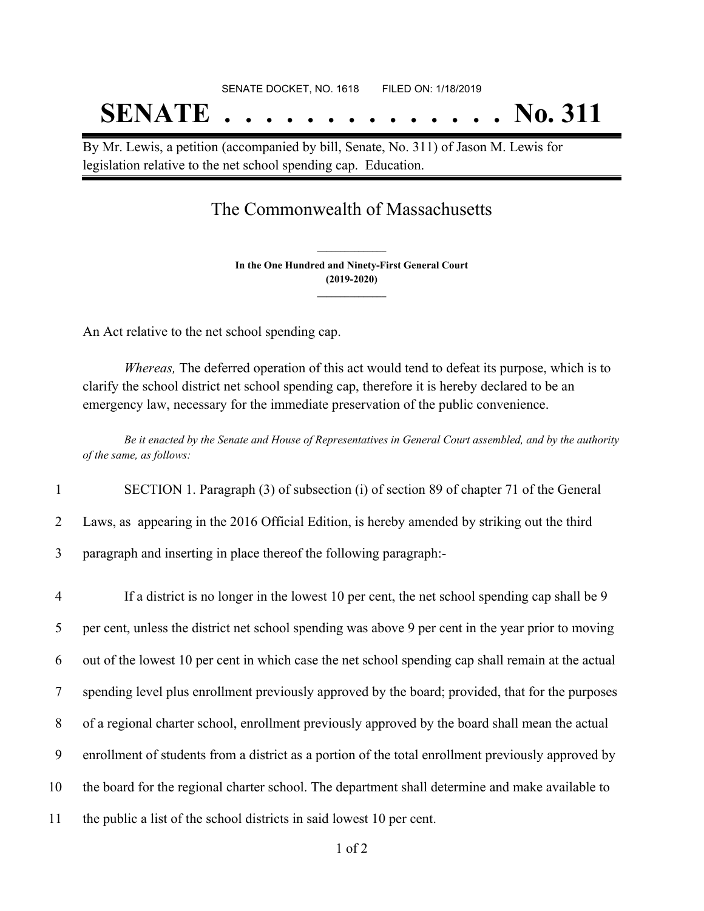SENATE DOCKET, NO. 1618 FILED ON: 1/18/2019

# SENATE . . . . . . . . . . . . . . No. 311

By Mr. Lewis, a petition (accompanied by bill, Senate, No. 311) of Jason M. Lewis for legislation relative to the net school spending cap. Education.

## The Commonwealth of Massachusetts

**In the One Hundred and Ninety-First General Court**
**(2019-2020)**

An Act relative to the net school spending cap.

*Whereas,* The deferred operation of this act would tend to defeat its purpose, which is to clarify the school district net school spending cap, therefore it is hereby declared to be an emergency law, necessary for the immediate preservation of the public convenience.

*Be it enacted by the Senate and House of Representatives in General Court assembled, and by the authority of the same, as follows:*

SECTION 1. Paragraph (3) of subsection (i) of section 89 of chapter 71 of the General Laws, as appearing in the 2016 Official Edition, is hereby amended by striking out the third paragraph and inserting in place thereof the following paragraph:-

If a district is no longer in the lowest 10 per cent, the net school spending cap shall be 9 per cent, unless the district net school spending was above 9 per cent in the year prior to moving out of the lowest 10 per cent in which case the net school spending cap shall remain at the actual spending level plus enrollment previously approved by the board; provided, that for the purposes of a regional charter school, enrollment previously approved by the board shall mean the actual enrollment of students from a district as a portion of the total enrollment previously approved by the board for the regional charter school. The department shall determine and make available to the public a list of the school districts in said lowest 10 per cent.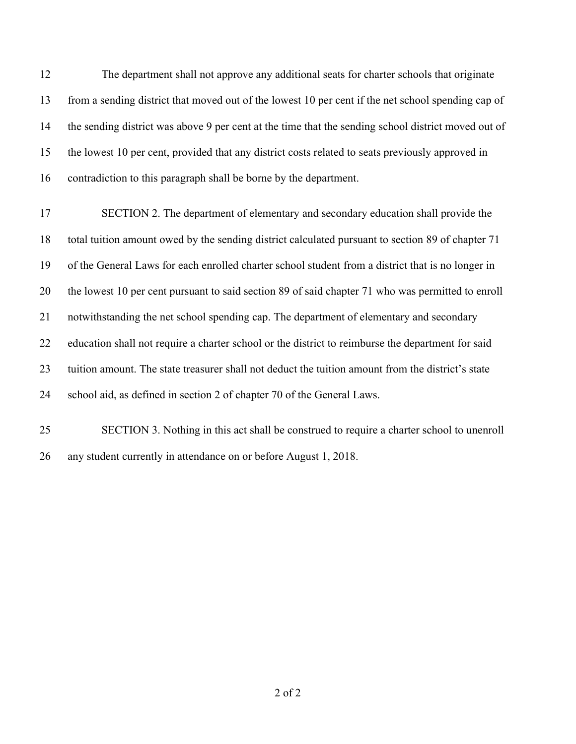The department shall not approve any additional seats for charter schools that originate from a sending district that moved out of the lowest 10 per cent if the net school spending cap of the sending district was above 9 per cent at the time that the sending school district moved out of the lowest 10 per cent, provided that any district costs related to seats previously approved in contradiction to this paragraph shall be borne by the department.

SECTION 2. The department of elementary and secondary education shall provide the total tuition amount owed by the sending district calculated pursuant to section 89 of chapter 71 of the General Laws for each enrolled charter school student from a district that is no longer in the lowest 10 per cent pursuant to said section 89 of said chapter 71 who was permitted to enroll notwithstanding the net school spending cap. The department of elementary and secondary education shall not require a charter school or the district to reimburse the department for said tuition amount. The state treasurer shall not deduct the tuition amount from the district's state school aid, as defined in section 2 of chapter 70 of the General Laws.

SECTION 3. Nothing in this act shall be construed to require a charter school to unenroll any student currently in attendance on or before August 1, 2018.